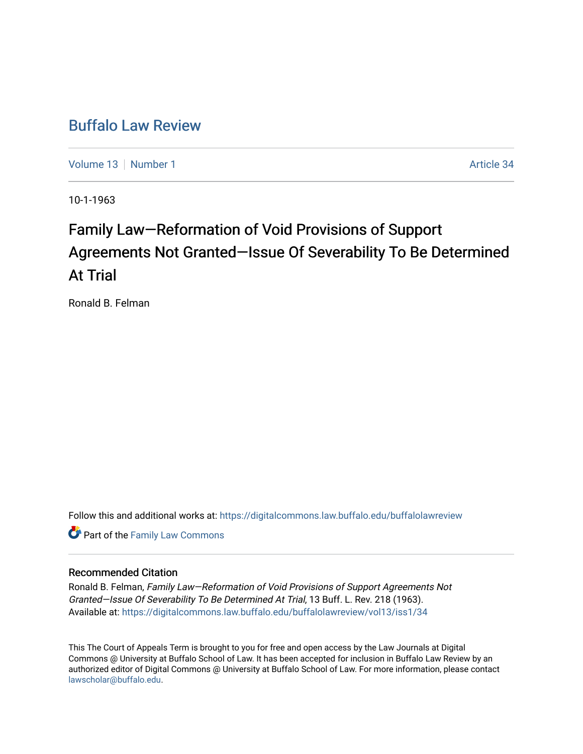# Buffalo Law Review

Volume 13 | Number 1 | Article 34

10-1-1963

## Family Law—Reformation of Void Provisions of Support Agreements Not Granted—Issue Of Severability To Be Determined At Trial

Ronald B. Felman

Follow this and additional works at: https://digitalcommons.law.buffalo.edu/buffalolawreview

Part of the Family Law Commons

### Recommended Citation

Ronald B. Felman, *Family Law—Reformation of Void Provisions of Support Agreements Not Granted—Issue Of Severability To Be Determined At Trial*, 13 Buff. L. Rev. 218 (1963).
Available at: https://digitalcommons.law.buffalo.edu/buffalolawreview/vol13/iss1/34

This The Court of Appeals Term is brought to you for free and open access by the Law Journals at Digital Commons @ University at Buffalo School of Law. It has been accepted for inclusion in Buffalo Law Review by an authorized editor of Digital Commons @ University at Buffalo School of Law. For more information, please contact lawscholar@buffalo.edu.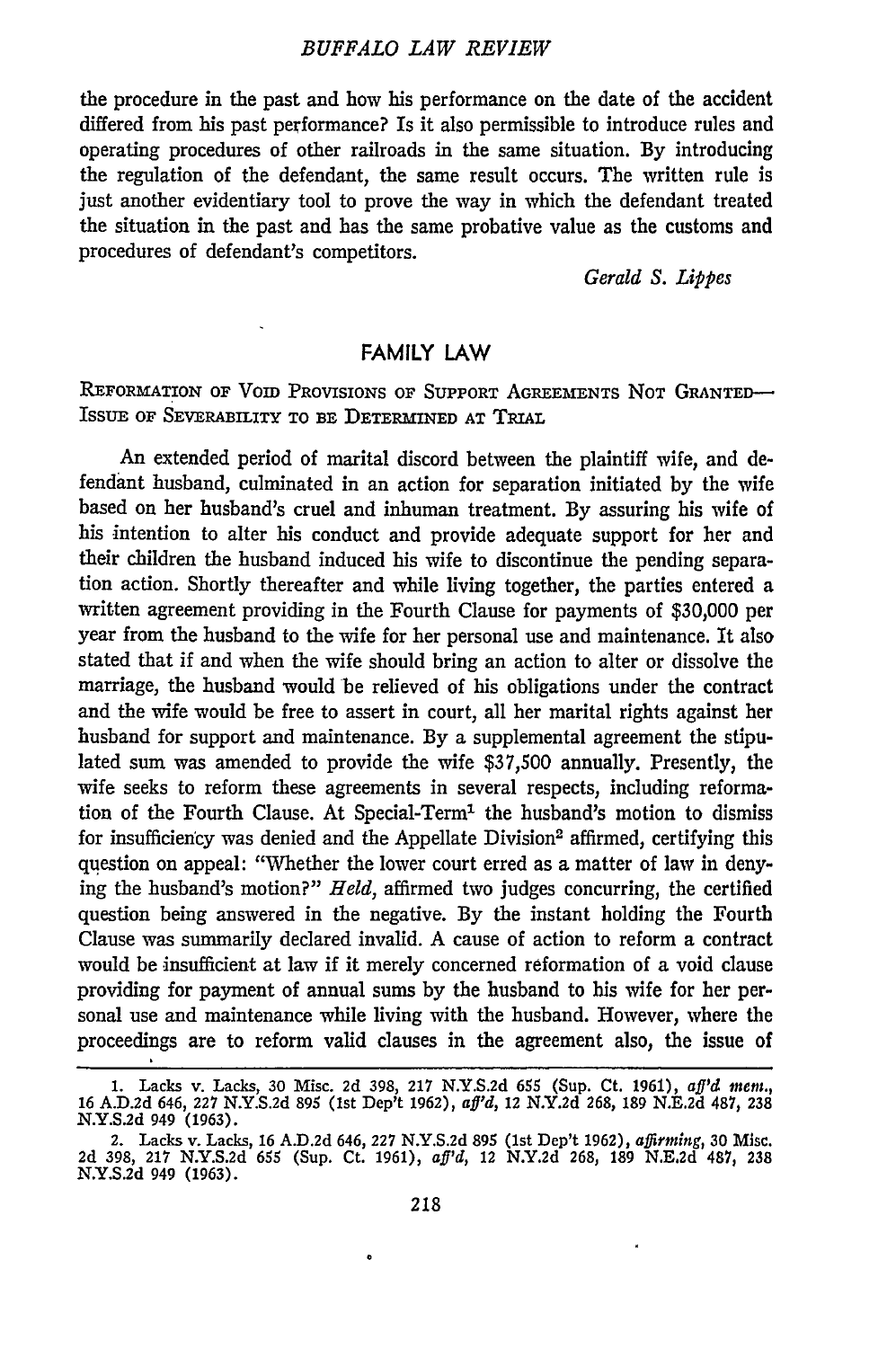the procedure in the past and how his performance on the date of the accident differed from his past performance? Is it also permissible to introduce rules and operating procedures of other railroads in the same situation. By introducing the regulation of the defendant, the same result occurs. The written rule is just another evidentiary tool to prove the way in which the defendant treated the situation in the past and has the same probative value as the customs and procedures of defendant's competitors.

*Gerald S. Lippes*

## FAMILY LAW

REFORMATION OF VOID PROVISIONS OF SUPPORT AGREEMENTS NOT GRANTED—ISSUE OF SEVERABILITY TO BE DETERMINED AT TRIAL

An extended period of marital discord between the plaintiff wife, and defendant husband, culminated in an action for separation initiated by the wife based on her husband's cruel and inhuman treatment. By assuring his wife of his intention to alter his conduct and provide adequate support for her and their children the husband induced his wife to discontinue the pending separation action. Shortly thereafter and while living together, the parties entered a written agreement providing in the Fourth Clause for payments of $30,000 per year from the husband to the wife for her personal use and maintenance. It also stated that if and when the wife should bring an action to alter or dissolve the marriage, the husband would be relieved of his obligations under the contract and the wife would be free to assert in court, all her marital rights against her husband for support and maintenance. By a supplemental agreement the stipulated sum was amended to provide the wife $37,500 annually. Presently, the wife seeks to reform these agreements in several respects, including reformation of the Fourth Clause. At Special-Term[1] the husband's motion to dismiss for insufficiency was denied and the Appellate Division[2] affirmed, certifying this question on appeal: "Whether the lower court erred as a matter of law in denying the husband's motion?" *Held*, affirmed two judges concurring, the certified question being answered in the negative. By the instant holding the Fourth Clause was summarily declared invalid. A cause of action to reform a contract would be insufficient at law if it merely concerned reformation of a void clause providing for payment of annual sums by the husband to his wife for her personal use and maintenance while living with the husband. However, where the proceedings are to reform valid clauses in the agreement also, the issue of

1. Lacks v. Lacks, 30 Misc. 2d 398, 217 N.Y.S.2d 655 (Sup. Ct. 1961), *aff'd mem.*, 16 A.D.2d 646, 227 N.Y.S.2d 895 (1st Dep't 1962), *aff'd*, 12 N.Y.2d 268, 189 N.E.2d 487, 238 N.Y.S.2d 949 (1963).

2. Lacks v. Lacks, 16 A.D.2d 646, 227 N.Y.S.2d 895 (1st Dep't 1962), *affirming*, 30 Misc. 2d 398, 217 N.Y.S.2d 655 (Sup. Ct. 1961), *aff'd*, 12 N.Y.2d 268, 189 N.E.2d 487, 238 N.Y.S.2d 949 (1963).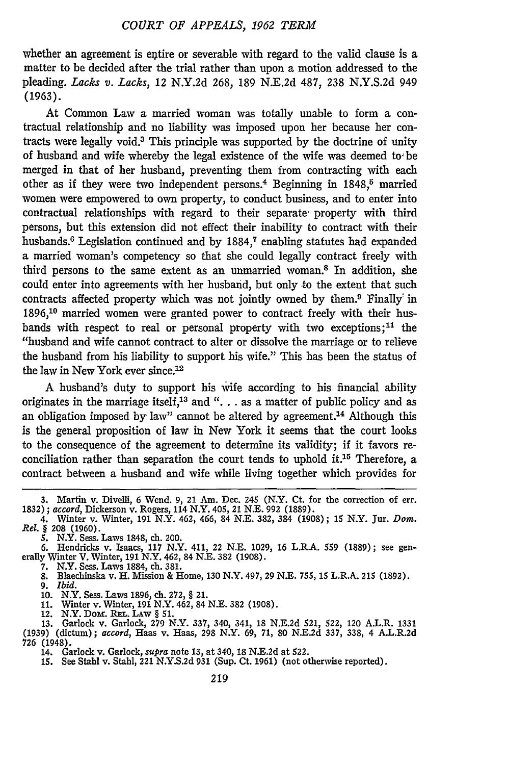whether an agreement is entire or severable with regard to the valid clause is a matter to be decided after the trial rather than upon a motion addressed to the pleading. *Lacks v. Lacks*, 12 N.Y.2d 268, 189 N.E.2d 487, 238 N.Y.S.2d 949 (1963).

At Common Law a married woman was totally unable to form a contractual relationship and no liability was imposed upon her because her contracts were legally void.[3] This principle was supported by the doctrine of unity of husband and wife whereby the legal existence of the wife was deemed to be merged in that of her husband, preventing them from contracting with each other as if they were two independent persons.[4] Beginning in 1848,[5] married women were empowered to own property, to conduct business, and to enter into contractual relationships with regard to their separate property with third persons, but this extension did not effect their inability to contract with their husbands.[6] Legislation continued and by 1884,[7] enabling statutes had expanded a married woman's competency so that she could legally contract freely with third persons to the same extent as an unmarried woman.[8] In addition, she could enter into agreements with her husband, but only to the extent that such contracts affected property which was not jointly owned by them.[9] Finally in 1896,[10] married women were granted power to contract freely with their husbands with respect to real or personal property with two exceptions;[11] the "husband and wife cannot contract to alter or dissolve the marriage or to relieve the husband from his liability to support his wife." This has been the status of the law in New York ever since.[12]

A husband's duty to support his wife according to his financial ability originates in the marriage itself,[13] and ". . . as a matter of public policy and as an obligation imposed by law" cannot be altered by agreement.[14] Although this is the general proposition of law in New York it seems that the court looks to the consequence of the agreement to determine its validity; if it favors reconciliation rather than separation the court tends to uphold it.[15] Therefore, a contract between a husband and wife while living together which provides for

3. Martin v. Divelli, 6 Wend. 9, 21 Am. Dec. 245 (N.Y. Ct. for the correction of err. 1832); *accord*, Dickerson v. Rogers, 114 N.Y. 405, 21 N.E. 992 (1889).
4. Winter v. Winter, 191 N.Y. 462, 466, 84 N.E. 382, 384 (1908); 15 N.Y. Jur. *Dom. Rel.* § 208 (1960).
5. N.Y. Sess. Laws 1848, ch. 200.
6. Hendricks v. Isaacs, 117 N.Y. 411, 22 N.E. 1029, 16 L.R.A. 559 (1889); see generally Winter V. Winter, 191 N.Y. 462, 84 N.E. 382 (1908).
7. N.Y. Sess. Laws 1884, ch. 381.
8. Blaechinska v. H. Mission & Home, 130 N.Y. 497, 29 N.E. 755, 15 L.R.A. 215 (1892).
9. *Ibid.*
10. N.Y. Sess. Laws 1896, ch. 272, § 21.
11. Winter v. Winter, 191 N.Y. 462, 84 N.E. 382 (1908).
12. N.Y. Dom. Rel. Law § 51.
13. Garlock v. Garlock, 279 N.Y. 337, 340, 341, 18 N.E.2d 521, 522, 120 A.L.R. 1331 (1939) (dictum); *accord*, Haas v. Haas, 298 N.Y. 69, 71, 80 N.E.2d 337, 338, 4 A.L.R.2d 726 (1948).
14. Garlock v. Garlock, *supra* note 13, at 340, 18 N.E.2d at 522.
15. See Stahl v. Stahl, 221 N.Y.S.2d 931 (Sup. Ct. 1961) (not otherwise reported).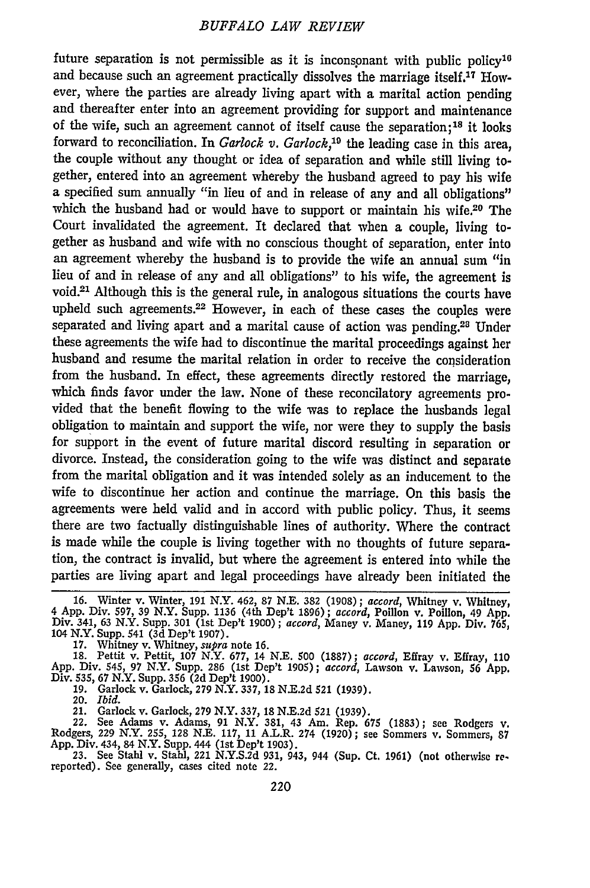future separation is not permissible as it is inconsonant with public policy[16] and because such an agreement practically dissolves the marriage itself.[17] However, where the parties are already living apart with a marital action pending and thereafter enter into an agreement providing for support and maintenance of the wife, such an agreement cannot of itself cause the separation;[18] it looks forward to reconciliation. In *Garlock v. Garlock*,[19] the leading case in this area, the couple without any thought or idea of separation and while still living together, entered into an agreement whereby the husband agreed to pay his wife a specified sum annually "in lieu of and in release of any and all obligations" which the husband had or would have to support or maintain his wife.[20] The Court invalidated the agreement. It declared that when a couple, living together as husband and wife with no conscious thought of separation, enter into an agreement whereby the husband is to provide the wife an annual sum "in lieu of and in release of any and all obligations" to his wife, the agreement is void.[21] Although this is the general rule, in analogous situations the courts have upheld such agreements.[22] However, in each of these cases the couples were separated and living apart and a marital cause of action was pending.[23] Under these agreements the wife had to discontinue the marital proceedings against her husband and resume the marital relation in order to receive the consideration from the husband. In effect, these agreements directly restored the marriage, which finds favor under the law. None of these reconcilatory agreements provided that the benefit flowing to the wife was to replace the husbands legal obligation to maintain and support the wife, nor were they to supply the basis for support in the event of future marital discord resulting in separation or divorce. Instead, the consideration going to the wife was distinct and separate from the marital obligation and it was intended solely as an inducement to the wife to discontinue her action and continue the marriage. On this basis the agreements were held valid and in accord with public policy. Thus, it seems there are two factually distinguishable lines of authority. Where the contract is made while the couple is living together with no thoughts of future separation, the contract is invalid, but where the agreement is entered into while the parties are living apart and legal proceedings have already been initiated the

---

16. Winter v. Winter, 191 N.Y. 462, 87 N.E. 382 (1908); *accord*, Whitney v. Whitney, 4 App. Div. 597, 39 N.Y. Supp. 1136 (4th Dep't 1896); *accord*, Poillon v. Poillon, 49 App. Div. 341, 63 N.Y. Supp. 301 (1st Dep't 1900); *accord*, Maney v. Maney, 119 App. Div. 765, 104 N.Y. Supp. 541 (3d Dep't 1907).

17. Whitney v. Whitney, *supra* note 16.

18. Pettit v. Pettit, 107 N.Y. 677, 14 N.E. 500 (1887); *accord*, Effray v. Effray, 110 App. Div. 545, 97 N.Y. Supp. 286 (1st Dep't 1905); *accord*, Lawson v. Lawson, 56 App. Div. 535, 67 N.Y. Supp. 356 (2d Dep't 1900).

19. Garlock v. Garlock, 279 N.Y. 337, 18 N.E.2d 521 (1939).

20. *Ibid.*

21. Garlock v. Garlock, 279 N.Y. 337, 18 N.E.2d 521 (1939).

22. See Adams v. Adams, 91 N.Y. 381, 43 Am. Rep. 675 (1883); see Rodgers v. Rodgers, 229 N.Y. 255, 128 N.E. 117, 11 A.L.R. 274 (1920); see Sommers v. Sommers, 87 App. Div. 434, 84 N.Y. Supp. 444 (1st Dep't 1903).

23. See Stahl v. Stahl, 221 N.Y.S.2d 931, 943, 944 (Sup. Ct. 1961) (not otherwise reported). See generally, cases cited note 22.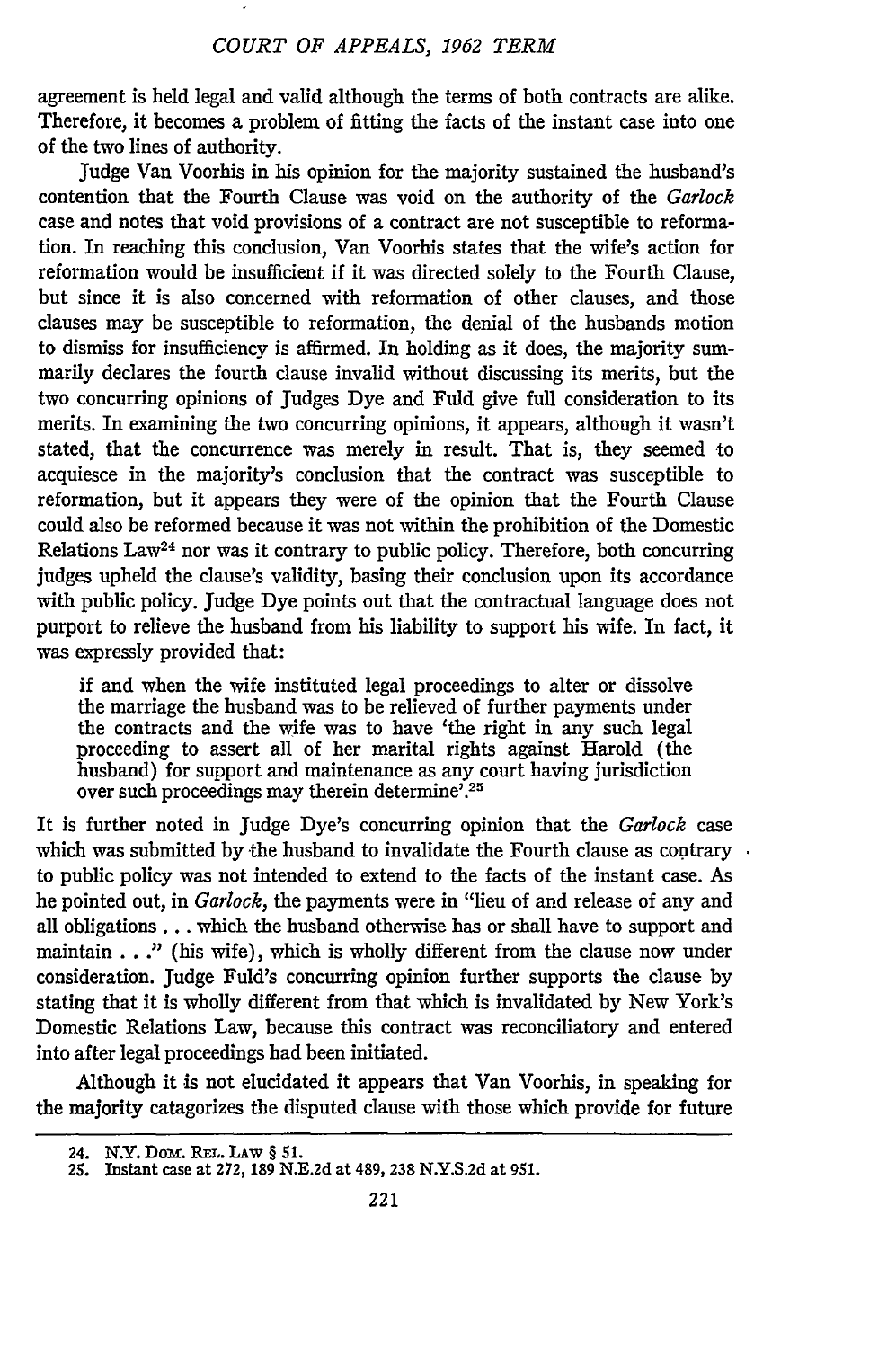agreement is held legal and valid although the terms of both contracts are alike. Therefore, it becomes a problem of fitting the facts of the instant case into one of the two lines of authority.

Judge Van Voorhis in his opinion for the majority sustained the husband's contention that the Fourth Clause was void on the authority of the *Garlock* case and notes that void provisions of a contract are not susceptible to reformation. In reaching this conclusion, Van Voorhis states that the wife's action for reformation would be insufficient if it was directed solely to the Fourth Clause, but since it is also concerned with reformation of other clauses, and those clauses may be susceptible to reformation, the denial of the husbands motion to dismiss for insufficiency is affirmed. In holding as it does, the majority summarily declares the fourth clause invalid without discussing its merits, but the two concurring opinions of Judges Dye and Fuld give full consideration to its merits. In examining the two concurring opinions, it appears, although it wasn't stated, that the concurrence was merely in result. That is, they seemed to acquiesce in the majority's conclusion that the contract was susceptible to reformation, but it appears they were of the opinion that the Fourth Clause could also be reformed because it was not within the prohibition of the Domestic Relations Law[24] nor was it contrary to public policy. Therefore, both concurring judges upheld the clause's validity, basing their conclusion upon its accordance with public policy. Judge Dye points out that the contractual language does not purport to relieve the husband from his liability to support his wife. In fact, it was expressly provided that:

> if and when the wife instituted legal proceedings to alter or dissolve the marriage the husband was to be relieved of further payments under the contracts and the wife was to have 'the right in any such legal proceeding to assert all of her marital rights against Harold (the husband) for support and maintenance as any court having jurisdiction over such proceedings may therein determine'.[25]

It is further noted in Judge Dye's concurring opinion that the *Garlock* case which was submitted by the husband to invalidate the Fourth clause as contrary to public policy was not intended to extend to the facts of the instant case. As he pointed out, in *Garlock*, the payments were in "lieu of and release of any and all obligations . . . which the husband otherwise has or shall have to support and maintain . . ." (his wife), which is wholly different from the clause now under consideration. Judge Fuld's concurring opinion further supports the clause by stating that it is wholly different from that which is invalidated by New York's Domestic Relations Law, because this contract was reconciliatory and entered into after legal proceedings had been initiated.

Although it is not elucidated it appears that Van Voorhis, in speaking for the majority catagorizes the disputed clause with those which provide for future

---

24. N.Y. Dom. Rel. Law § 51.
25. Instant case at 272, 189 N.E.2d at 489, 238 N.Y.S.2d at 951.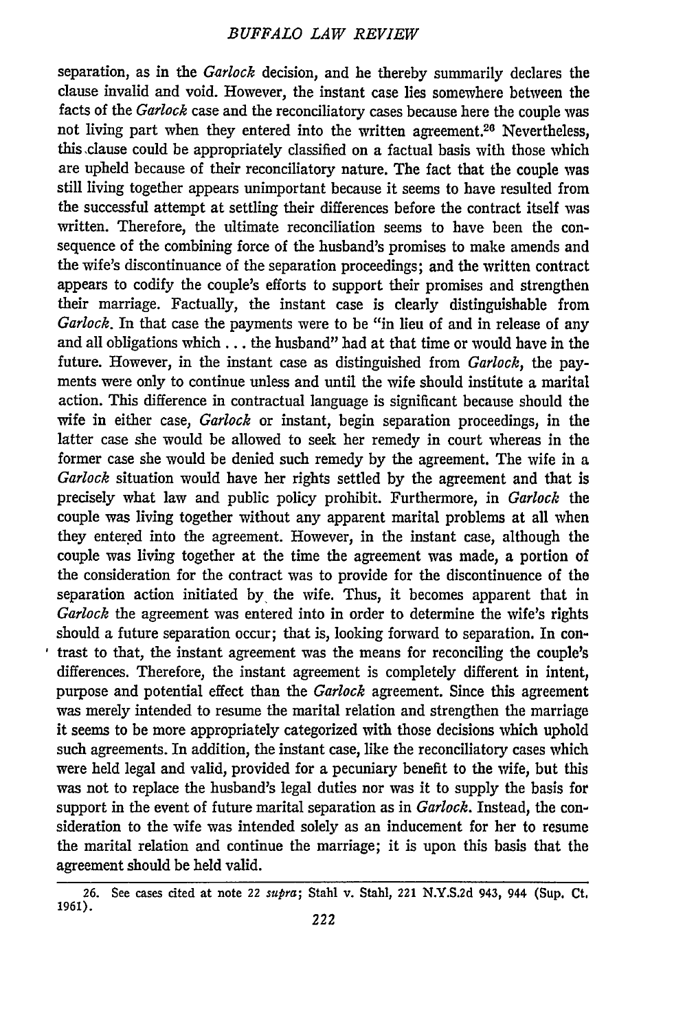separation, as in the *Garlock* decision, and he thereby summarily declares the clause invalid and void. However, the instant case lies somewhere between the facts of the *Garlock* case and the reconciliatory cases because here the couple was not living part when they entered into the written agreement.[26] Nevertheless, this clause could be appropriately classified on a factual basis with those which are upheld because of their reconciliatory nature. The fact that the couple was still living together appears unimportant because it seems to have resulted from the successful attempt at settling their differences before the contract itself was written. Therefore, the ultimate reconciliation seems to have been the consequence of the combining force of the husband's promises to make amends and the wife's discontinuance of the separation proceedings; and the written contract appears to codify the couple's efforts to support their promises and strengthen their marriage. Factually, the instant case is clearly distinguishable from *Garlock*. In that case the payments were to be "in lieu of and in release of any and all obligations which . . . the husband" had at that time or would have in the future. However, in the instant case as distinguished from *Garlock*, the payments were only to continue unless and until the wife should institute a marital action. This difference in contractual language is significant because should the wife in either case, *Garlock* or instant, begin separation proceedings, in the latter case she would be allowed to seek her remedy in court whereas in the former case she would be denied such remedy by the agreement. The wife in a *Garlock* situation would have her rights settled by the agreement and that is precisely what law and public policy prohibit. Furthermore, in *Garlock* the couple was living together without any apparent marital problems at all when they entered into the agreement. However, in the instant case, although the couple was living together at the time the agreement was made, a portion of the consideration for the contract was to provide for the discontinuence of the separation action initiated by the wife. Thus, it becomes apparent that in *Garlock* the agreement was entered into in order to determine the wife's rights should a future separation occur; that is, looking forward to separation. In contrast to that, the instant agreement was the means for reconciling the couple's differences. Therefore, the instant agreement is completely different in intent, purpose and potential effect than the *Garlock* agreement. Since this agreement was merely intended to resume the marital relation and strengthen the marriage it seems to be more appropriately categorized with those decisions which uphold such agreements. In addition, the instant case, like the reconciliatory cases which were held legal and valid, provided for a pecuniary benefit to the wife, but this was not to replace the husband's legal duties nor was it to supply the basis for support in the event of future marital separation as in *Garlock*. Instead, the consideration to the wife was intended solely as an inducement for her to resume the marital relation and continue the marriage; it is upon this basis that the agreement should be held valid.

---

26. See cases cited at note 22 *supra*; Stahl v. Stahl, 221 N.Y.S.2d 943, 944 (Sup. Ct. 1961).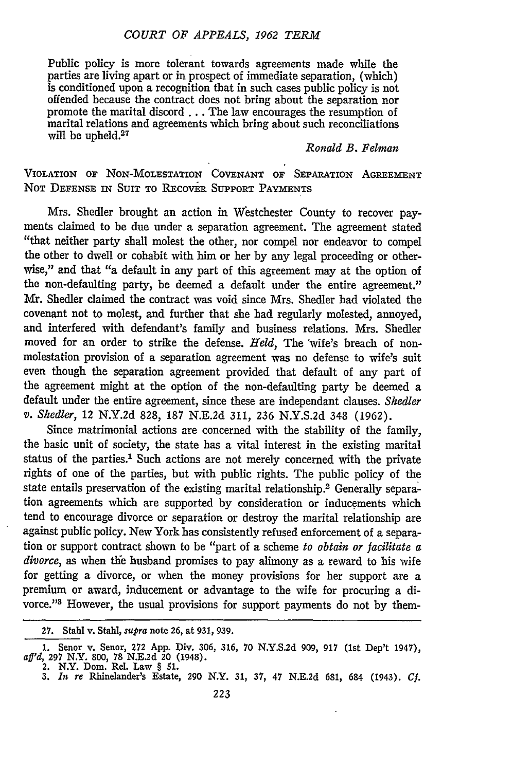Public policy is more tolerant towards agreements made while the parties are living apart or in prospect of immediate separation, (which) is conditioned upon a recognition that in such cases public policy is not offended because the contract does not bring about the separation nor promote the marital discord . . . The law encourages the resumption of marital relations and agreements which bring about such reconciliations will be upheld.[27]

*Ronald B. Felman*

## VIOLATION OF NON-MOLESTATION COVENANT OF SEPARATION AGREEMENT NOT DEFENSE IN SUIT TO RECOVER SUPPORT PAYMENTS

Mrs. Shedler brought an action in Westchester County to recover payments claimed to be due under a separation agreement. The agreement stated "that neither party shall molest the other, nor compel nor endeavor to compel the other to dwell or cohabit with him or her by any legal proceeding or otherwise," and that "a default in any part of this agreement may at the option of the non-defaulting party, be deemed a default under the entire agreement." Mr. Shedler claimed the contract was void since Mrs. Shedler had violated the covenant not to molest, and further that she had regularly molested, annoyed, and interfered with defendant's family and business relations. Mrs. Shedler moved for an order to strike the defense. *Held*, The wife's breach of non-molestation provision of a separation agreement was no defense to wife's suit even though the separation agreement provided that default of any part of the agreement might at the option of the non-defaulting party be deemed a default under the entire agreement, since these are independant clauses. *Shedler v. Shedler*, 12 N.Y.2d 828, 187 N.E.2d 311, 236 N.Y.S.2d 348 (1962).

Since matrimonial actions are concerned with the stability of the family, the basic unit of society, the state has a vital interest in the existing marital status of the parties.[1] Such actions are not merely concerned with the private rights of one of the parties, but with public rights. The public policy of the state entails preservation of the existing marital relationship.[2] Generally separation agreements which are supported by consideration or inducements which tend to encourage divorce or separation or destroy the marital relationship are against public policy. New York has consistently refused enforcement of a separation or support contract shown to be "part of a scheme *to obtain or facilitate a divorce*, as when the husband promises to pay alimony as a reward to his wife for getting a divorce, or when the money provisions for her support are a premium or award, inducement or advantage to the wife for procuring a divorce."[3] However, the usual provisions for support payments do not by them-

---

27. Stahl v. Stahl, *supra* note 26, at 931, 939.

1. Senor v. Senor, 272 App. Div. 306, 316, 70 N.Y.S.2d 909, 917 (1st Dep't 1947), *aff'd*, 297 N.Y. 800, 78 N.E.2d 20 (1948).
2. N.Y. Dom. Rel. Law § 51.
3. *In re* Rhinelander's Estate, 290 N.Y. 31, 37, 47 N.E.2d 681, 684 (1943). *Cf.*